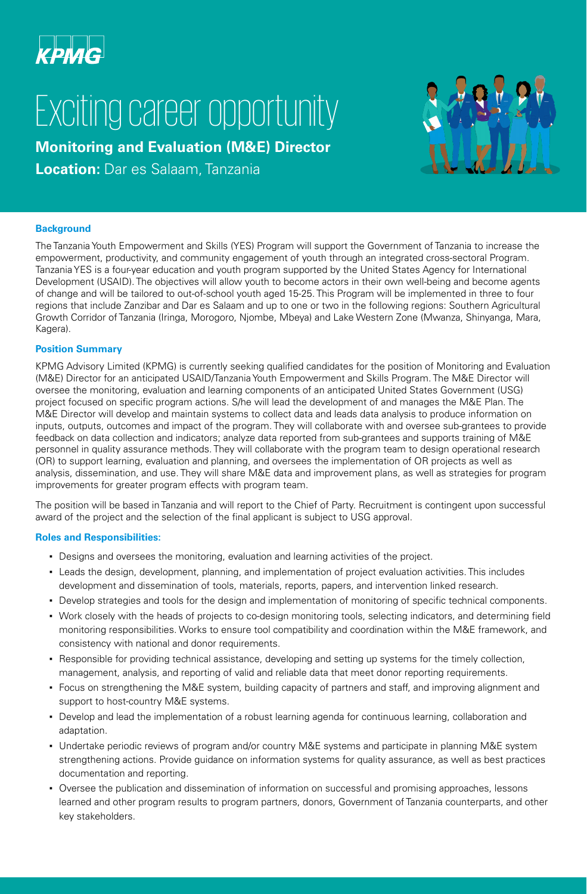KPMG

# Exciting career opportunity

**Monitoring and Evaluation (M&E) Director**

**Location:** Dar es Salaam, Tanzania

### Background

The Tanzania Youth Empowerment and Skills (YES) Program will support the Government of Tanzania to increase the empowerment, productivity, and community engagement of youth through an integrated cross-sectoral Program. Tanzania YES is a four-year education and youth program supported by the United States Agency for International Development (USAID). The objectives will allow youth to become actors in their own well-being and become agents of change and will be tailored to out-of-school youth aged 15-25. This Program will be implemented in three to four regions that include Zanzibar and Dar es Salaam and up to one or two in the following regions: Southern Agricultural Growth Corridor of Tanzania (Iringa, Morogoro, Njombe, Mbeya) and Lake Western Zone (Mwanza, Shinyanga, Mara, Kagera).

### Position Summary

KPMG Advisory Limited (KPMG) is currently seeking qualified candidates for the position of Monitoring and Evaluation (M&E) Director for an anticipated USAID/Tanzania Youth Empowerment and Skills Program. The M&E Director will oversee the monitoring, evaluation and learning components of an anticipated United States Government (USG) project focused on specific program actions. S/he will lead the development of and manages the M&E Plan. The M&E Director will develop and maintain systems to collect data and leads data analysis to produce information on inputs, outputs, outcomes and impact of the program. They will collaborate with and oversee sub-grantees to provide feedback on data collection and indicators; analyze data reported from sub-grantees and supports training of M&E personnel in quality assurance methods. They will collaborate with the program team to design operational research (OR) to support learning, evaluation and planning, and oversees the implementation of OR projects as well as analysis, dissemination, and use. They will share M&E data and improvement plans, as well as strategies for program improvements for greater program effects with program team.

The position will be based in Tanzania and will report to the Chief of Party. Recruitment is contingent upon successful award of the project and the selection of the final applicant is subject to USG approval.

### Roles and Responsibilities:

- Designs and oversees the monitoring, evaluation and learning activities of the project.
- Leads the design, development, planning, and implementation of project evaluation activities. This includes development and dissemination of tools, materials, reports, papers, and intervention linked research.
- Develop strategies and tools for the design and implementation of monitoring of specific technical components.
- Work closely with the heads of projects to co-design monitoring tools, selecting indicators, and determining field monitoring responsibilities. Works to ensure tool compatibility and coordination within the M&E framework, and consistency with national and donor requirements.
- Responsible for providing technical assistance, developing and setting up systems for the timely collection, management, analysis, and reporting of valid and reliable data that meet donor reporting requirements.
- Focus on strengthening the M&E system, building capacity of partners and staff, and improving alignment and support to host-country M&E systems.
- Develop and lead the implementation of a robust learning agenda for continuous learning, collaboration and adaptation.
- Undertake periodic reviews of program and/or country M&E systems and participate in planning M&E system strengthening actions. Provide guidance on information systems for quality assurance, as well as best practices documentation and reporting.
- Oversee the publication and dissemination of information on successful and promising approaches, lessons learned and other program results to program partners, donors, Government of Tanzania counterparts, and other key stakeholders.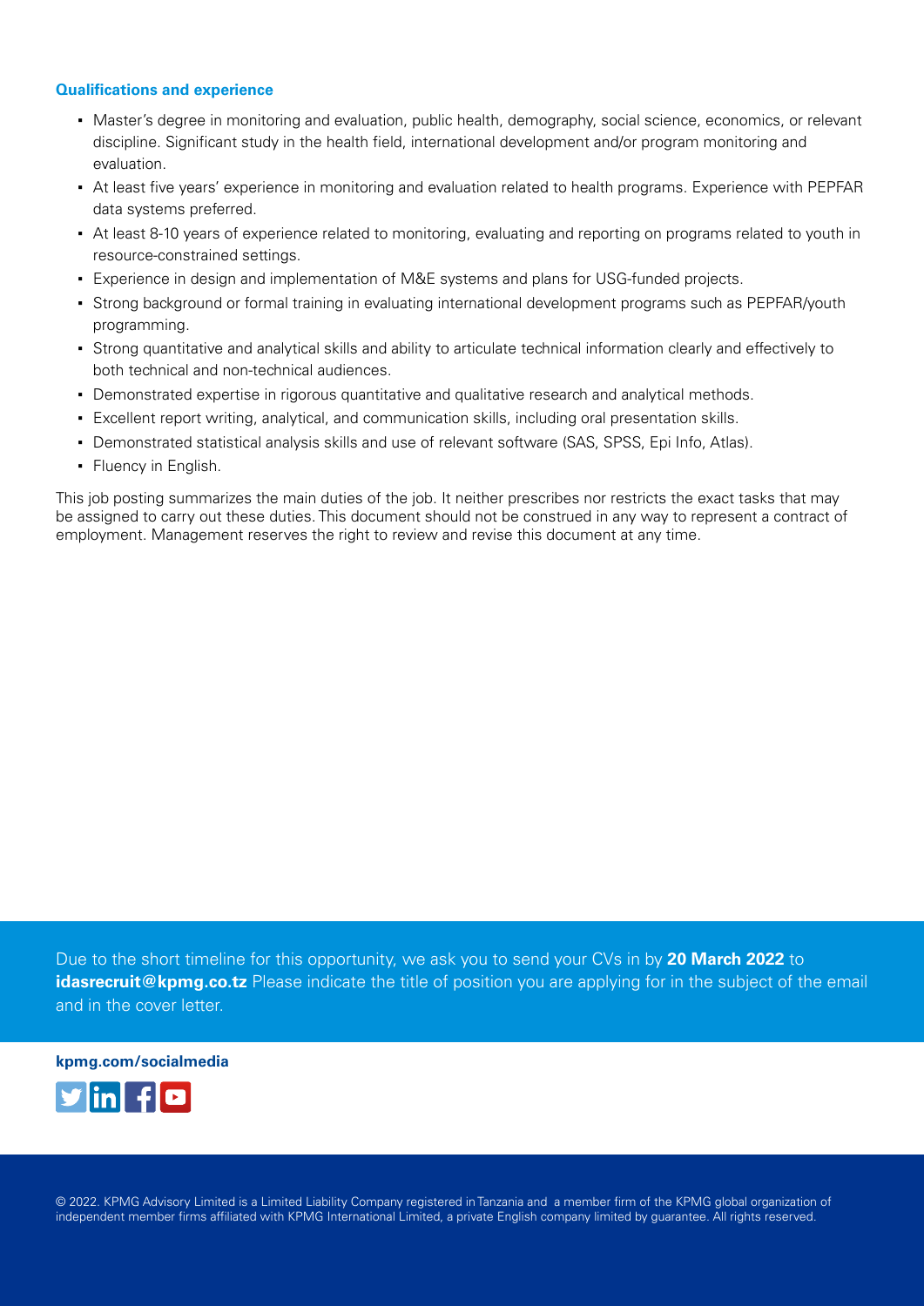### Qualifications and experience

- Master's degree in monitoring and evaluation, public health, demography, social science, economics, or relevant discipline. Significant study in the health field, international development and/or program monitoring and evaluation.
- At least five years' experience in monitoring and evaluation related to health programs. Experience with PEPFAR data systems preferred.
- At least 8-10 years of experience related to monitoring, evaluating and reporting on programs related to youth in resource-constrained settings.
- Experience in design and implementation of M&E systems and plans for USG-funded projects.
- Strong background or formal training in evaluating international development programs such as PEPFAR/youth programming.
- Strong quantitative and analytical skills and ability to articulate technical information clearly and effectively to both technical and non-technical audiences.
- Demonstrated expertise in rigorous quantitative and qualitative research and analytical methods.
- Excellent report writing, analytical, and communication skills, including oral presentation skills.
- Demonstrated statistical analysis skills and use of relevant software (SAS, SPSS, Epi Info, Atlas).
- Fluency in English.

This job posting summarizes the main duties of the job. It neither prescribes nor restricts the exact tasks that may be assigned to carry out these duties. This document should not be construed in any way to represent a contract of employment. Management reserves the right to review and revise this document at any time.

Due to the short timeline for this opportunity, we ask you to send your CVs in by **20 March 2022** to **idasrecruit@kpmg.co.tz** Please indicate the title of position you are applying for in the subject of the email and in the cover letter.

**kpmg.com/socialmedia**

© 2022. KPMG Advisory Limited is a Limited Liability Company registered in Tanzania and a member firm of the KPMG global organization of independent member firms affiliated with KPMG International Limited, a private English company limited by guarantee. All rights reserved.